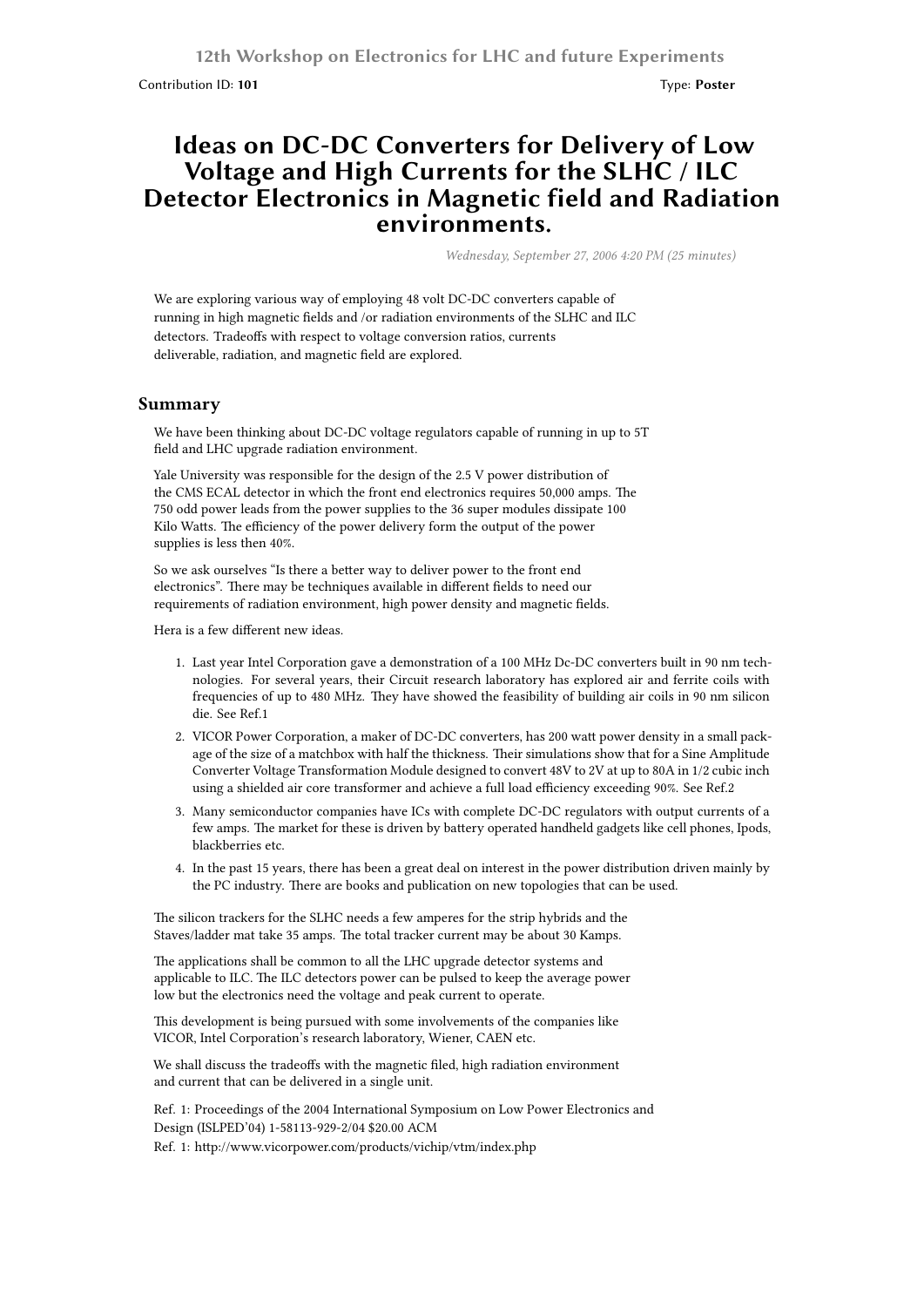12th Workshop on Electronics for LHC and future Experiments

Contribution ID: **101** Type: **Poster**

# Ideas on DC-DC Converters for Delivery of Low Voltage and High Currents for the SLHC / ILC Detector Electronics in Magnetic field and Radiation environments.

*Wednesday, September 27, 2006 4:20 PM (25 minutes)*

We are exploring various way of employing 48 volt DC-DC converters capable of running in high magnetic fields and /or radiation environments of the SLHC and ILC detectors. Tradeoffs with respect to voltage conversion ratios, currents deliverable, radiation, and magnetic field are explored.

## Summary

We have been thinking about DC-DC voltage regulators capable of running in up to 5T field and LHC upgrade radiation environment.

Yale University was responsible for the design of the 2.5 V power distribution of the CMS ECAL detector in which the front end electronics requires 50,000 amps. The 750 odd power leads from the power supplies to the 36 super modules dissipate 100 Kilo Watts. The efficiency of the power delivery form the output of the power supplies is less then 40%.

So we ask ourselves "Is there a better way to deliver power to the front end electronics". There may be techniques available in different fields to need our requirements of radiation environment, high power density and magnetic fields.

Hera is a few different new ideas.

1. Last year Intel Corporation gave a demonstration of a 100 MHz Dc-DC converters built in 90 nm technologies. For several years, their Circuit research laboratory has explored air and ferrite coils with frequencies of up to 480 MHz. They have showed the feasibility of building air coils in 90 nm silicon die. See Ref.1
2. VICOR Power Corporation, a maker of DC-DC converters, has 200 watt power density in a small package of the size of a matchbox with half the thickness. Their simulations show that for a Sine Amplitude Converter Voltage Transformation Module designed to convert 48V to 2V at up to 80A in 1/2 cubic inch using a shielded air core transformer and achieve a full load efficiency exceeding 90%. See Ref.2
3. Many semiconductor companies have ICs with complete DC-DC regulators with output currents of a few amps. The market for these is driven by battery operated handheld gadgets like cell phones, Ipods, blackberries etc.
4. In the past 15 years, there has been a great deal on interest in the power distribution driven mainly by the PC industry. There are books and publication on new topologies that can be used.

The silicon trackers for the SLHC needs a few amperes for the strip hybrids and the Staves/ladder mat take 35 amps. The total tracker current may be about 30 Kamps.

The applications shall be common to all the LHC upgrade detector systems and applicable to ILC. The ILC detectors power can be pulsed to keep the average power low but the electronics need the voltage and peak current to operate.

This development is being pursued with some involvements of the companies like VICOR, Intel Corporation's research laboratory, Wiener, CAEN etc.

We shall discuss the tradeoffs with the magnetic filed, high radiation environment and current that can be delivered in a single unit.

Ref. 1: Proceedings of the 2004 International Symposium on Low Power Electronics and Design (ISLPED'04) 1-58113-929-2/04 $20.00 ACM

Ref. 1: http://www.vicorpower.com/products/vichip/vtm/index.php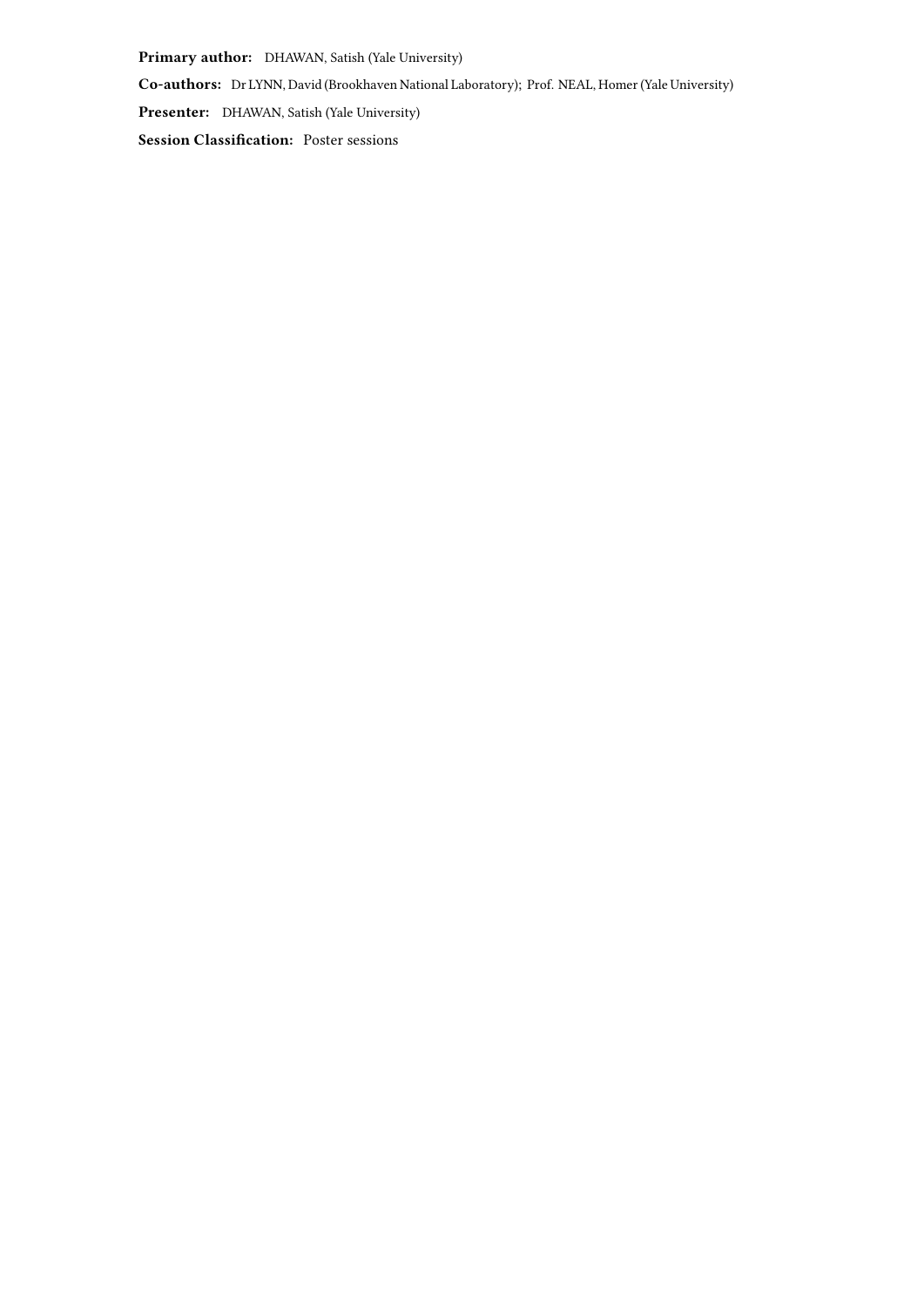**Primary author:** DHAWAN, Satish (Yale University)

**Co-authors:** Dr LYNN, David (Brookhaven National Laboratory); Prof. NEAL, Homer (Yale University)

**Presenter:** DHAWAN, Satish (Yale University)

**Session Classification:** Poster sessions